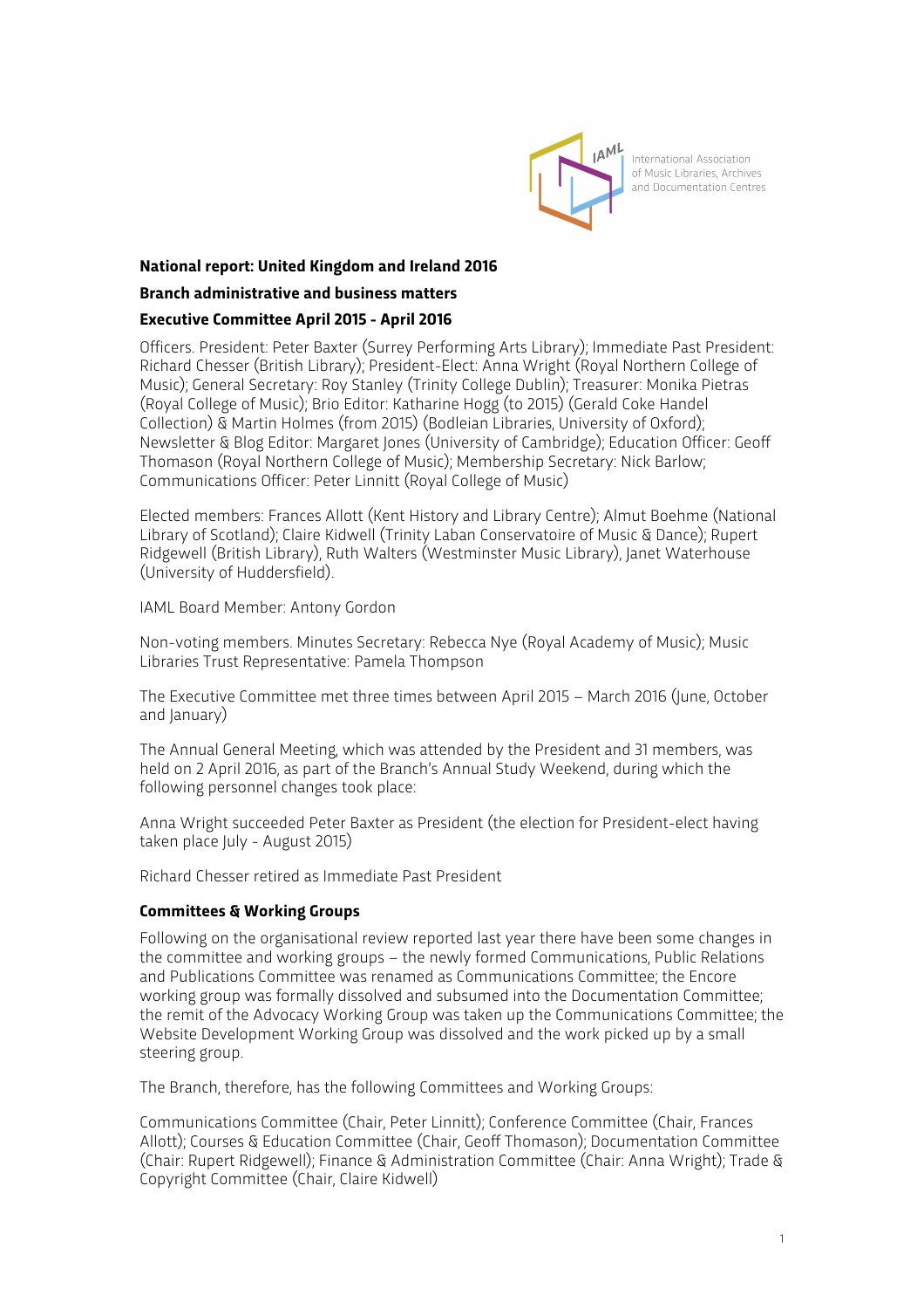IAML International Association of Music Libraries, Archives and Documentation Centres

**National report: United Kingdom and Ireland 2016**

**Branch administrative and business matters**

**Executive Committee April 2015 - April 2016**

Officers. President: Peter Baxter (Surrey Performing Arts Library); Immediate Past President: Richard Chesser (British Library); President-Elect: Anna Wright (Royal Northern College of Music); General Secretary: Roy Stanley (Trinity College Dublin); Treasurer: Monika Pietras (Royal College of Music); Brio Editor: Katharine Hogg (to 2015) (Gerald Coke Handel Collection) & Martin Holmes (from 2015) (Bodleian Libraries, University of Oxford); Newsletter & Blog Editor: Margaret Jones (University of Cambridge); Education Officer: Geoff Thomason (Royal Northern College of Music); Membership Secretary: Nick Barlow; Communications Officer: Peter Linnitt (Royal College of Music)

Elected members: Frances Allott (Kent History and Library Centre); Almut Boehme (National Library of Scotland); Claire Kidwell (Trinity Laban Conservatoire of Music & Dance); Rupert Ridgewell (British Library), Ruth Walters (Westminster Music Library), Janet Waterhouse (University of Huddersfield).

IAML Board Member: Antony Gordon

Non-voting members. Minutes Secretary: Rebecca Nye (Royal Academy of Music); Music Libraries Trust Representative: Pamela Thompson

The Executive Committee met three times between April 2015 – March 2016 (June, October and January)

The Annual General Meeting, which was attended by the President and 31 members, was held on 2 April 2016, as part of the Branch's Annual Study Weekend, during which the following personnel changes took place:

Anna Wright succeeded Peter Baxter as President (the election for President-elect having taken place July - August 2015)

Richard Chesser retired as Immediate Past President

**Committees & Working Groups**

Following on the organisational review reported last year there have been some changes in the committee and working groups – the newly formed Communications, Public Relations and Publications Committee was renamed as Communications Committee; the Encore working group was formally dissolved and subsumed into the Documentation Committee; the remit of the Advocacy Working Group was taken up the Communications Committee; the Website Development Working Group was dissolved and the work picked up by a small steering group.

The Branch, therefore, has the following Committees and Working Groups:

Communications Committee (Chair, Peter Linnitt); Conference Committee (Chair, Frances Allott); Courses & Education Committee (Chair, Geoff Thomason); Documentation Committee (Chair: Rupert Ridgewell); Finance & Administration Committee (Chair: Anna Wright); Trade & Copyright Committee (Chair, Claire Kidwell)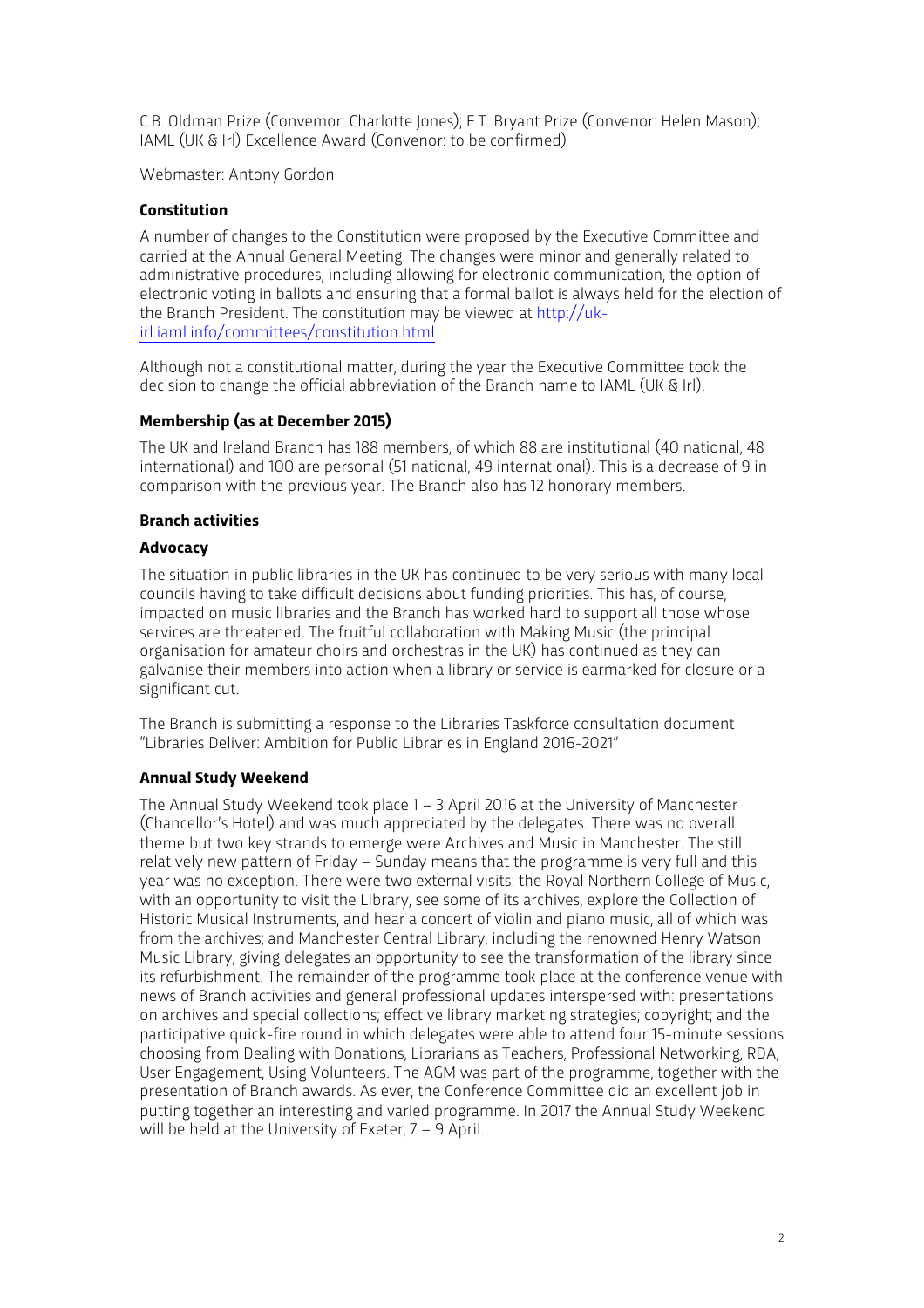C.B. Oldman Prize (Convemor: Charlotte Jones); E.T. Bryant Prize (Convenor: Helen Mason); IAML (UK & Irl) Excellence Award (Convenor: to be confirmed)

Webmaster: Antony Gordon

**Constitution**

A number of changes to the Constitution were proposed by the Executive Committee and carried at the Annual General Meeting. The changes were minor and generally related to administrative procedures, including allowing for electronic communication, the option of electronic voting in ballots and ensuring that a formal ballot is always held for the election of the Branch President. The constitution may be viewed at http://uk-irl.iaml.info/committees/constitution.html

Although not a constitutional matter, during the year the Executive Committee took the decision to change the official abbreviation of the Branch name to IAML (UK & Irl).

**Membership (as at December 2015)**

The UK and Ireland Branch has 188 members, of which 88 are institutional (40 national, 48 international) and 100 are personal (51 national, 49 international). This is a decrease of 9 in comparison with the previous year. The Branch also has 12 honorary members.

**Branch activities**

**Advocacy**

The situation in public libraries in the UK has continued to be very serious with many local councils having to take difficult decisions about funding priorities. This has, of course, impacted on music libraries and the Branch has worked hard to support all those whose services are threatened. The fruitful collaboration with Making Music (the principal organisation for amateur choirs and orchestras in the UK) has continued as they can galvanise their members into action when a library or service is earmarked for closure or a significant cut.

The Branch is submitting a response to the Libraries Taskforce consultation document "Libraries Deliver: Ambition for Public Libraries in England 2016-2021"

**Annual Study Weekend**

The Annual Study Weekend took place 1 – 3 April 2016 at the University of Manchester (Chancellor's Hotel) and was much appreciated by the delegates. There was no overall theme but two key strands to emerge were Archives and Music in Manchester. The still relatively new pattern of Friday – Sunday means that the programme is very full and this year was no exception. There were two external visits: the Royal Northern College of Music, with an opportunity to visit the Library, see some of its archives, explore the Collection of Historic Musical Instruments, and hear a concert of violin and piano music, all of which was from the archives; and Manchester Central Library, including the renowned Henry Watson Music Library, giving delegates an opportunity to see the transformation of the library since its refurbishment. The remainder of the programme took place at the conference venue with news of Branch activities and general professional updates interspersed with: presentations on archives and special collections; effective library marketing strategies; copyright; and the participative quick-fire round in which delegates were able to attend four 15-minute sessions choosing from Dealing with Donations, Librarians as Teachers, Professional Networking, RDA, User Engagement, Using Volunteers. The AGM was part of the programme, together with the presentation of Branch awards. As ever, the Conference Committee did an excellent job in putting together an interesting and varied programme. In 2017 the Annual Study Weekend will be held at the University of Exeter, 7 – 9 April.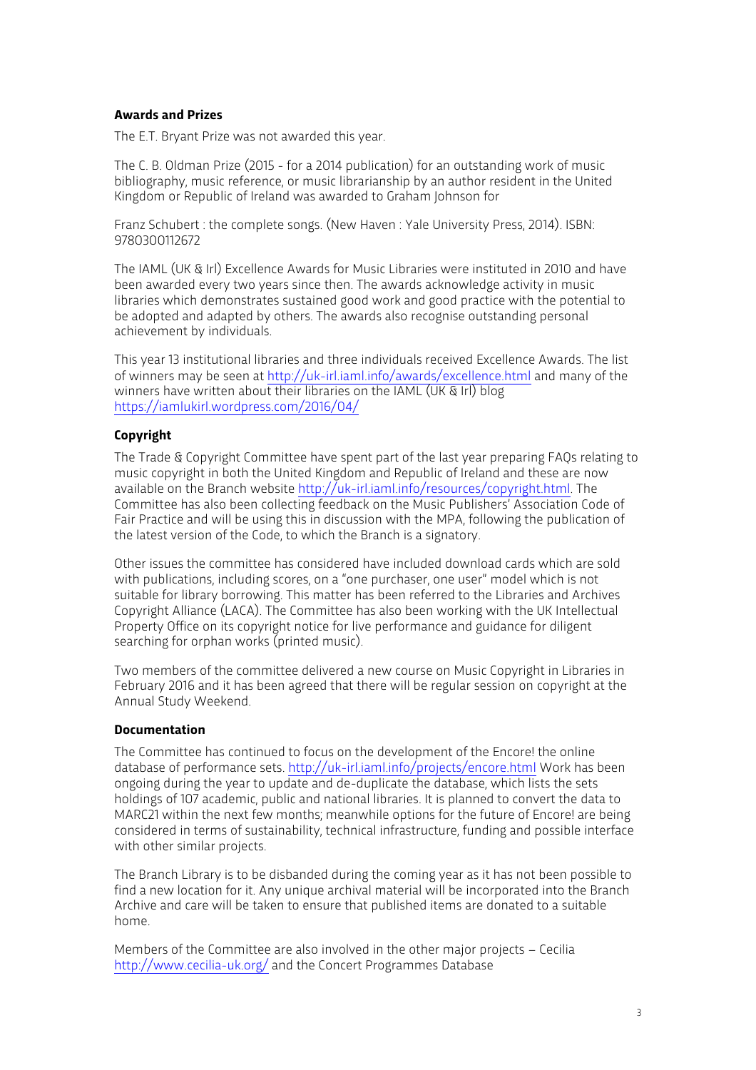### Awards and Prizes

The E.T. Bryant Prize was not awarded this year.

The C. B. Oldman Prize (2015 - for a 2014 publication) for an outstanding work of music bibliography, music reference, or music librarianship by an author resident in the United Kingdom or Republic of Ireland was awarded to Graham Johnson for

Franz Schubert : the complete songs. (New Haven : Yale University Press, 2014). ISBN: 9780300112672

The IAML (UK & Irl) Excellence Awards for Music Libraries were instituted in 2010 and have been awarded every two years since then. The awards acknowledge activity in music libraries which demonstrates sustained good work and good practice with the potential to be adopted and adapted by others. The awards also recognise outstanding personal achievement by individuals.

This year 13 institutional libraries and three individuals received Excellence Awards. The list of winners may be seen at http://uk-irl.iaml.info/awards/excellence.html and many of the winners have written about their libraries on the IAML (UK & Irl) blog https://iamlukirl.wordpress.com/2016/04/

### Copyright

The Trade & Copyright Committee have spent part of the last year preparing FAQs relating to music copyright in both the United Kingdom and Republic of Ireland and these are now available on the Branch website http://uk-irl.iaml.info/resources/copyright.html. The Committee has also been collecting feedback on the Music Publishers' Association Code of Fair Practice and will be using this in discussion with the MPA, following the publication of the latest version of the Code, to which the Branch is a signatory.

Other issues the committee has considered have included download cards which are sold with publications, including scores, on a "one purchaser, one user" model which is not suitable for library borrowing. This matter has been referred to the Libraries and Archives Copyright Alliance (LACA). The Committee has also been working with the UK Intellectual Property Office on its copyright notice for live performance and guidance for diligent searching for orphan works (printed music).

Two members of the committee delivered a new course on Music Copyright in Libraries in February 2016 and it has been agreed that there will be regular session on copyright at the Annual Study Weekend.

### Documentation

The Committee has continued to focus on the development of the Encore! the online database of performance sets. http://uk-irl.iaml.info/projects/encore.html Work has been ongoing during the year to update and de-duplicate the database, which lists the sets holdings of 107 academic, public and national libraries. It is planned to convert the data to MARC21 within the next few months; meanwhile options for the future of Encore! are being considered in terms of sustainability, technical infrastructure, funding and possible interface with other similar projects.

The Branch Library is to be disbanded during the coming year as it has not been possible to find a new location for it. Any unique archival material will be incorporated into the Branch Archive and care will be taken to ensure that published items are donated to a suitable home.

Members of the Committee are also involved in the other major projects – Cecilia http://www.cecilia-uk.org/ and the Concert Programmes Database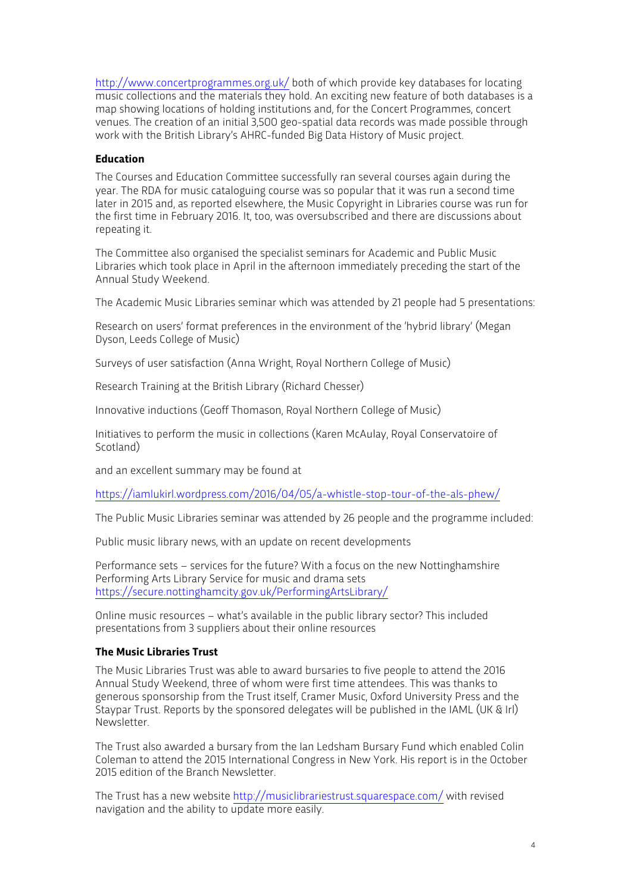http://www.concertprogrammes.org.uk/ both of which provide key databases for locating music collections and the materials they hold. An exciting new feature of both databases is a map showing locations of holding institutions and, for the Concert Programmes, concert venues. The creation of an initial 3,500 geo-spatial data records was made possible through work with the British Library's AHRC-funded Big Data History of Music project.

**Education**

The Courses and Education Committee successfully ran several courses again during the year. The RDA for music cataloguing course was so popular that it was run a second time later in 2015 and, as reported elsewhere, the Music Copyright in Libraries course was run for the first time in February 2016. It, too, was oversubscribed and there are discussions about repeating it.

The Committee also organised the specialist seminars for Academic and Public Music Libraries which took place in April in the afternoon immediately preceding the start of the Annual Study Weekend.

The Academic Music Libraries seminar which was attended by 21 people had 5 presentations:

Research on users' format preferences in the environment of the 'hybrid library' (Megan Dyson, Leeds College of Music)

Surveys of user satisfaction (Anna Wright, Royal Northern College of Music)

Research Training at the British Library (Richard Chesser)

Innovative inductions (Geoff Thomason, Royal Northern College of Music)

Initiatives to perform the music in collections (Karen McAulay, Royal Conservatoire of Scotland)

and an excellent summary may be found at

https://iamlukirl.wordpress.com/2016/04/05/a-whistle-stop-tour-of-the-als-phew/

The Public Music Libraries seminar was attended by 26 people and the programme included:

Public music library news, with an update on recent developments

Performance sets – services for the future? With a focus on the new Nottinghamshire Performing Arts Library Service for music and drama sets https://secure.nottinghamcity.gov.uk/PerformingArtsLibrary/

Online music resources – what's available in the public library sector? This included presentations from 3 suppliers about their online resources

**The Music Libraries Trust**

The Music Libraries Trust was able to award bursaries to five people to attend the 2016 Annual Study Weekend, three of whom were first time attendees. This was thanks to generous sponsorship from the Trust itself, Cramer Music, Oxford University Press and the Staypar Trust. Reports by the sponsored delegates will be published in the IAML (UK & Irl) Newsletter.

The Trust also awarded a bursary from the Ian Ledsham Bursary Fund which enabled Colin Coleman to attend the 2015 International Congress in New York. His report is in the October 2015 edition of the Branch Newsletter.

The Trust has a new website http://musiclibrariestrust.squarespace.com/ with revised navigation and the ability to update more easily.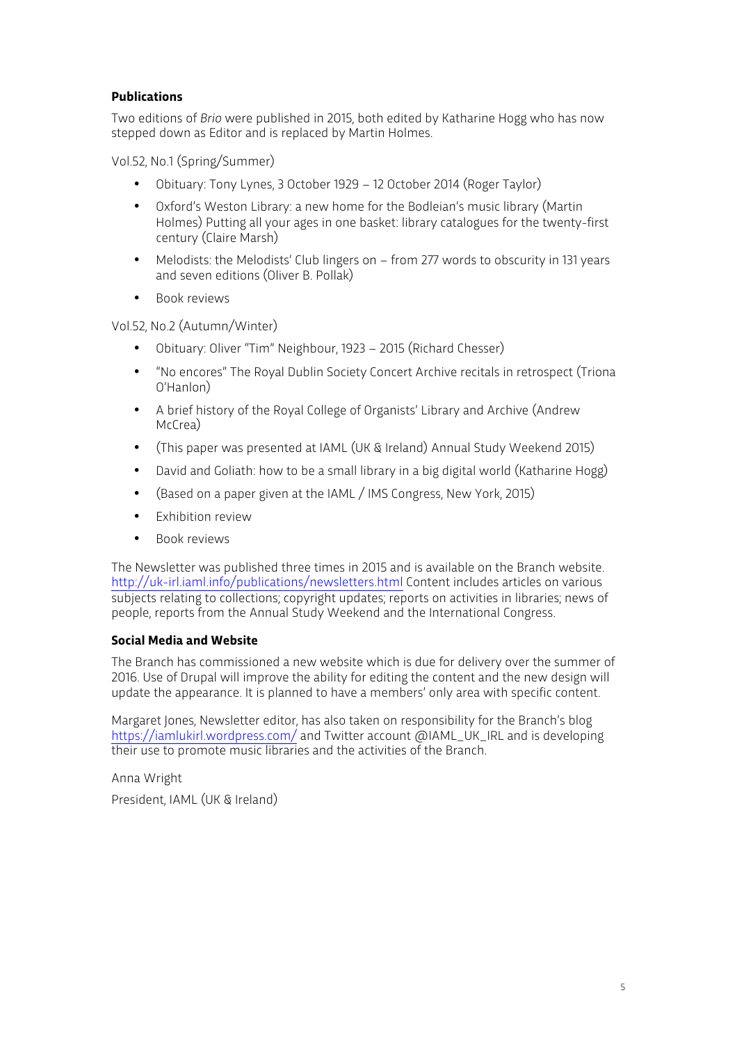**Publications**

Two editions of *Brio* were published in 2015, both edited by Katharine Hogg who has now stepped down as Editor and is replaced by Martin Holmes.

Vol.52, No.1 (Spring/Summer)

- Obituary: Tony Lynes, 3 October 1929 – 12 October 2014 (Roger Taylor)
- Oxford's Weston Library: a new home for the Bodleian's music library (Martin Holmes) Putting all your ages in one basket: library catalogues for the twenty-first century (Claire Marsh)
- Melodists: the Melodists' Club lingers on – from 277 words to obscurity in 131 years and seven editions (Oliver B. Pollak)
- Book reviews

Vol.52, No.2 (Autumn/Winter)

- Obituary: Oliver "Tim" Neighbour, 1923 – 2015 (Richard Chesser)
- "No encores" The Royal Dublin Society Concert Archive recitals in retrospect (Triona O'Hanlon)
- A brief history of the Royal College of Organists' Library and Archive (Andrew McCrea)
- (This paper was presented at IAML (UK & Ireland) Annual Study Weekend 2015)
- David and Goliath: how to be a small library in a big digital world (Katharine Hogg)
- (Based on a paper given at the IAML / IMS Congress, New York, 2015)
- Exhibition review
- Book reviews

The Newsletter was published three times in 2015 and is available on the Branch website. http://uk-irl.iaml.info/publications/newsletters.html Content includes articles on various subjects relating to collections; copyright updates; reports on activities in libraries; news of people, reports from the Annual Study Weekend and the International Congress.

**Social Media and Website**

The Branch has commissioned a new website which is due for delivery over the summer of 2016. Use of Drupal will improve the ability for editing the content and the new design will update the appearance. It is planned to have a members' only area with specific content.

Margaret Jones, Newsletter editor, has also taken on responsibility for the Branch's blog https://iamlukirl.wordpress.com/ and Twitter account @IAML_UK_IRL and is developing their use to promote music libraries and the activities of the Branch.

Anna Wright

President, IAML (UK & Ireland)